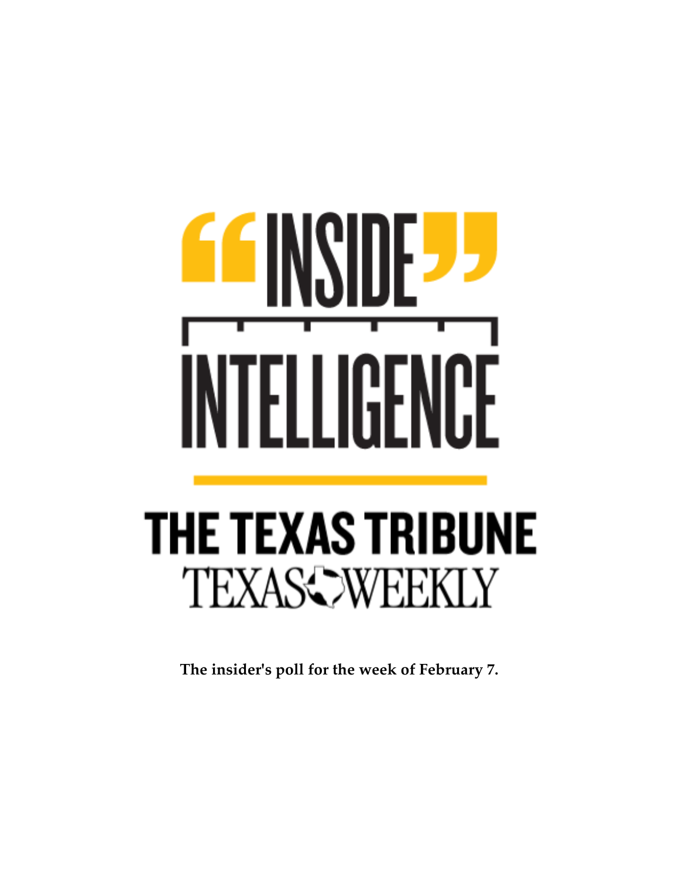# "INSIDE" INTELLIGENCE

## THE TEXAS TRIBUNE

## TEXAS WEEKLY

**The insider's poll for the week of February 7.**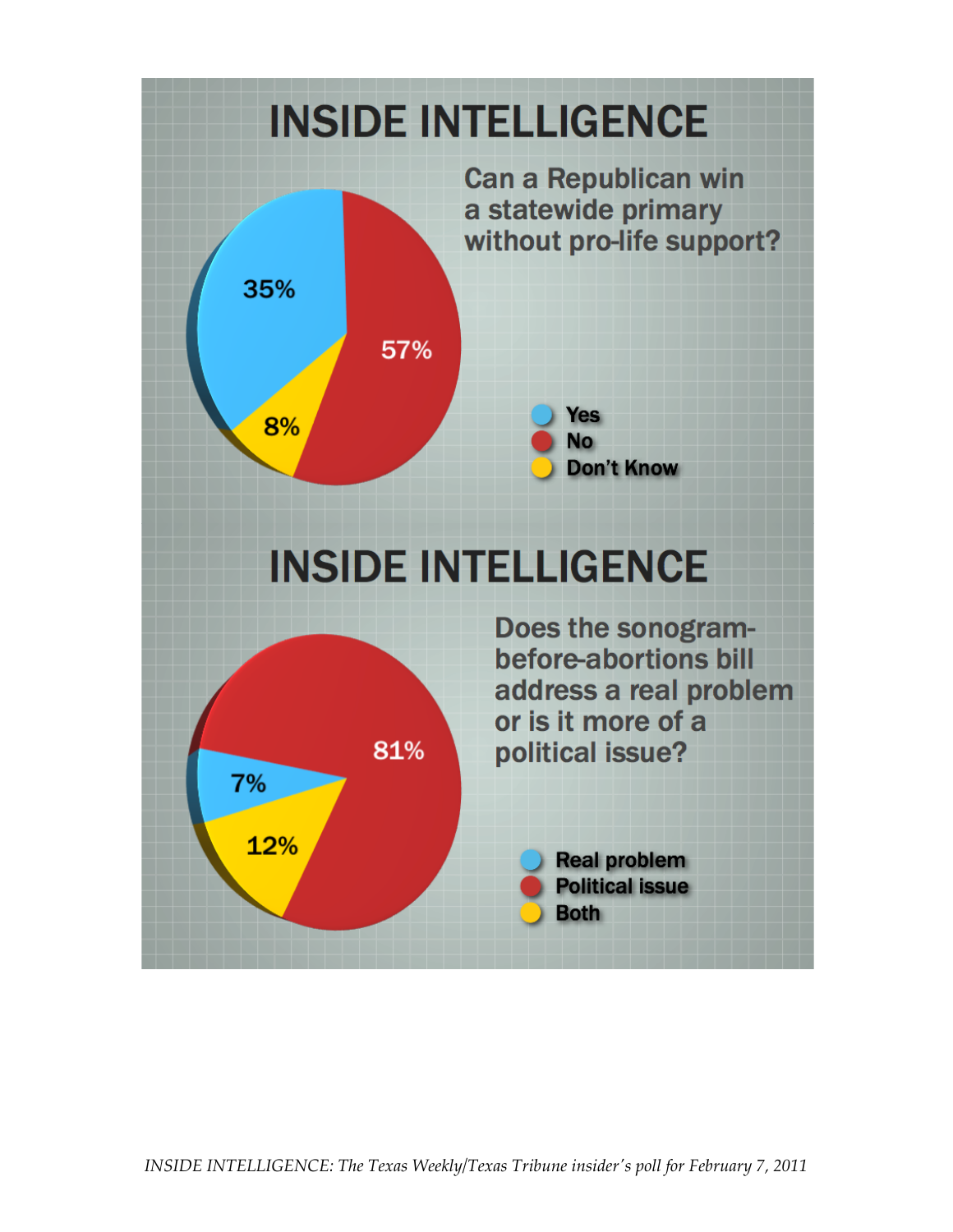# INSIDE INTELLIGENCE

**Can a Republican win a statewide primary without pro-life support?**

| Response | Percentage |
| --- | --- |
| Yes | 35% |
| No | 57% |
| Don't Know | 8% |

# INSIDE INTELLIGENCE

**Does the sonogram-before-abortions bill address a real problem or is it more of a political issue?**

| Response | Percentage |
| --- | --- |
| Real problem | 7% |
| Political issue | 81% |
| Both | 12% |

*INSIDE INTELLIGENCE: The Texas Weekly/Texas Tribune insider's poll for February 7, 2011*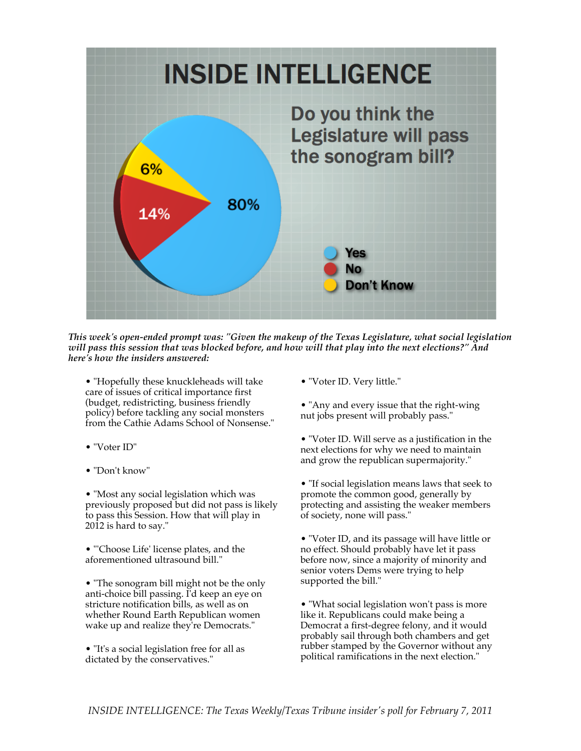# INSIDE INTELLIGENCE

## Do you think the Legislature will pass the sonogram bill?

| Response | Percent |
| --- | --- |
| Yes | 80% |
| No | 14% |
| Don't Know | 6% |

***This week's open-ended prompt was: "Given the makeup of the Texas Legislature, what social legislation will pass this session that was blocked before, and how will that play into the next elections?" And here's how the insiders answered:***

- "Hopefully these knuckleheads will take care of issues of critical importance first (budget, redistricting, business friendly policy) before tackling any social monsters from the Cathie Adams School of Nonsense."

- "Voter ID"

- "Don't know"

- "Most any social legislation which was previously proposed but did not pass is likely to pass this Session. How that will play in 2012 is hard to say."

- "'Choose Life' license plates, and the aforementioned ultrasound bill."

- "The sonogram bill might not be the only anti-choice bill passing. I'd keep an eye on stricture notification bills, as well as on whether Round Earth Republican women wake up and realize they're Democrats."

- "It's a social legislation free for all as dictated by the conservatives."

- "Voter ID. Very little."

- "Any and every issue that the right-wing nut jobs present will probably pass."

- "Voter ID. Will serve as a justification in the next elections for why we need to maintain and grow the republican supermajority."

- "If social legislation means laws that seek to promote the common good, generally by protecting and assisting the weaker members of society, none will pass."

- "Voter ID, and its passage will have little or no effect. Should probably have let it pass before now, since a majority of minority and senior voters Dems were trying to help supported the bill."

- "What social legislation won't pass is more like it. Republicans could make being a Democrat a first-degree felony, and it would probably sail through both chambers and get rubber stamped by the Governor without any political ramifications in the next election."

*INSIDE INTELLIGENCE: The Texas Weekly/Texas Tribune insider's poll for February 7, 2011*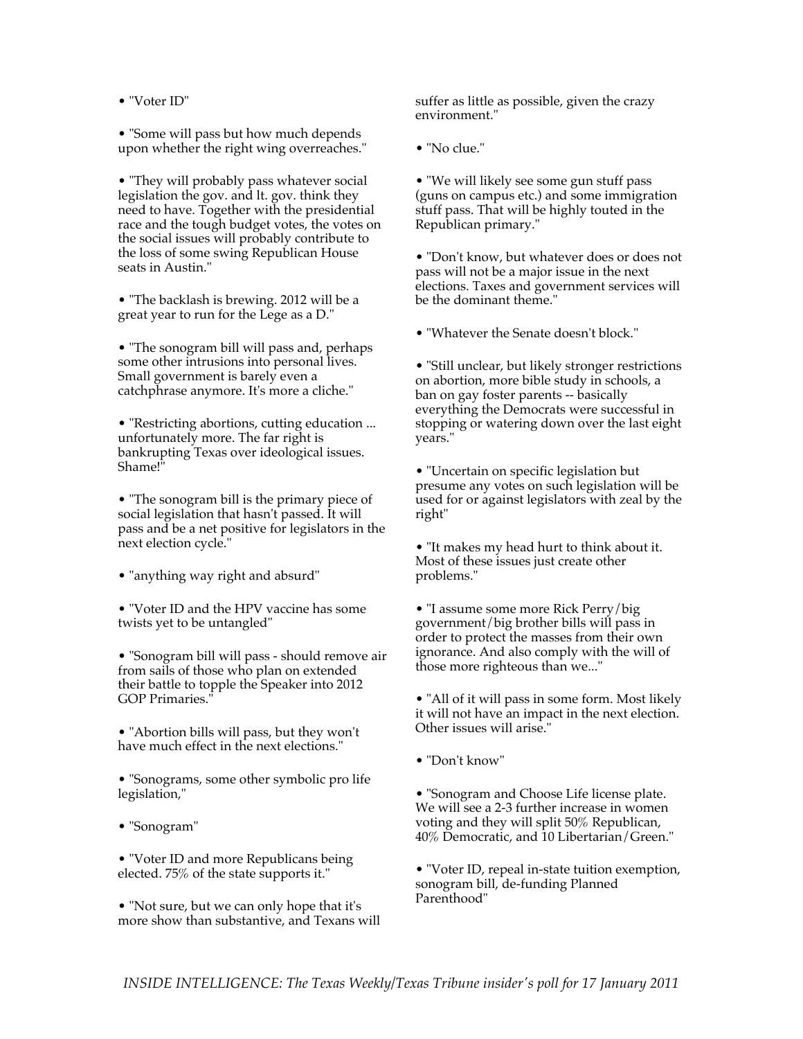- "Voter ID"

- "Some will pass but how much depends upon whether the right wing overreaches."

- "They will probably pass whatever social legislation the gov. and lt. gov. think they need to have. Together with the presidential race and the tough budget votes, the votes on the social issues will probably contribute to the loss of some swing Republican House seats in Austin."

- "The backlash is brewing. 2012 will be a great year to run for the Lege as a D."

- "The sonogram bill will pass and, perhaps some other intrusions into personal lives. Small government is barely even a catchphrase anymore. It's more a cliche."

- "Restricting abortions, cutting education ... unfortunately more. The far right is bankrupting Texas over ideological issues. Shame!"

- "The sonogram bill is the primary piece of social legislation that hasn't passed. It will pass and be a net positive for legislators in the next election cycle."

- "anything way right and absurd"

- "Voter ID and the HPV vaccine has some twists yet to be untangled"

- "Sonogram bill will pass - should remove air from sails of those who plan on extended their battle to topple the Speaker into 2012 GOP Primaries."

- "Abortion bills will pass, but they won't have much effect in the next elections."

- "Sonograms, some other symbolic pro life legislation,"

- "Sonogram"

- "Voter ID and more Republicans being elected. 75% of the state supports it."

- "Not sure, but we can only hope that it's more show than substantive, and Texans will suffer as little as possible, given the crazy environment."

- "No clue."

- "We will likely see some gun stuff pass (guns on campus etc.) and some immigration stuff pass. That will be highly touted in the Republican primary."

- "Don't know, but whatever does or does not pass will not be a major issue in the next elections. Taxes and government services will be the dominant theme."

- "Whatever the Senate doesn't block."

- "Still unclear, but likely stronger restrictions on abortion, more bible study in schools, a ban on gay foster parents -- basically everything the Democrats were successful in stopping or watering down over the last eight years."

- "Uncertain on specific legislation but presume any votes on such legislation will be used for or against legislators with zeal by the right"

- "It makes my head hurt to think about it. Most of these issues just create other problems."

- "I assume some more Rick Perry/big government/big brother bills will pass in order to protect the masses from their own ignorance. And also comply with the will of those more righteous than we..."

- "All of it will pass in some form. Most likely it will not have an impact in the next election. Other issues will arise."

- "Don't know"

- "Sonogram and Choose Life license plate. We will see a 2-3 further increase in women voting and they will split 50% Republican, 40% Democratic, and 10 Libertarian/Green."

- "Voter ID, repeal in-state tuition exemption, sonogram bill, de-funding Planned Parenthood"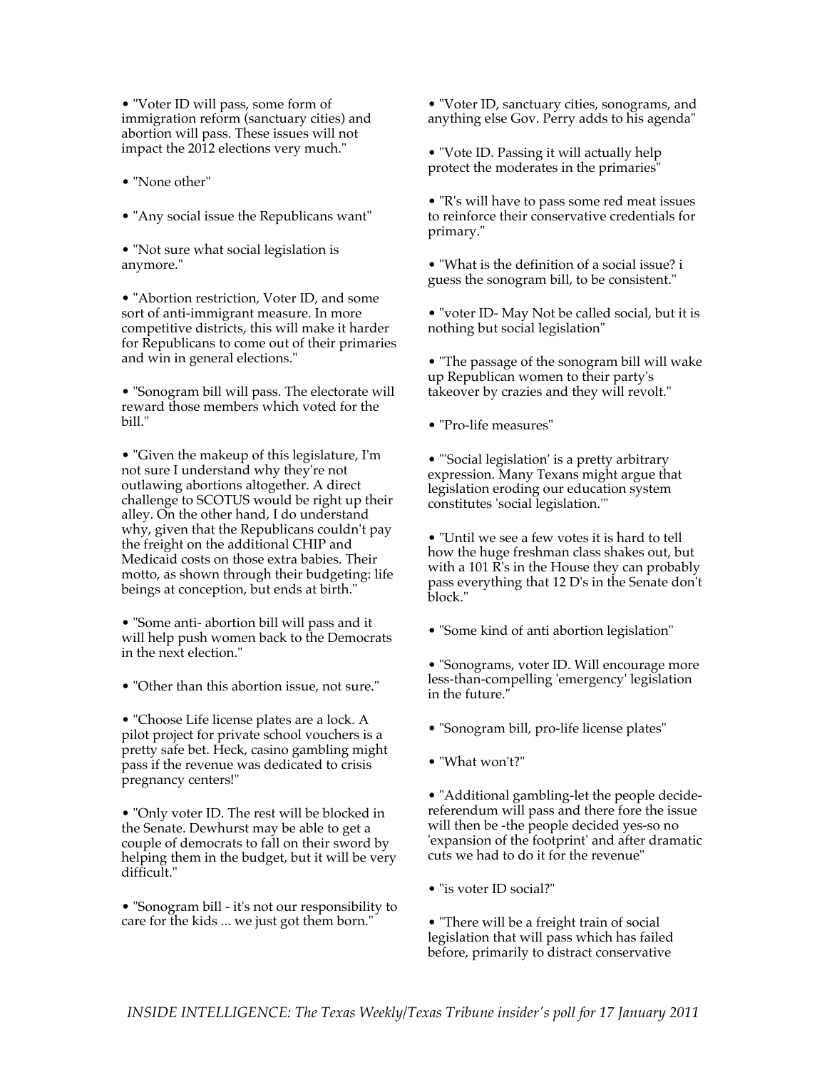- "Voter ID will pass, some form of immigration reform (sanctuary cities) and abortion will pass. These issues will not impact the 2012 elections very much."

- "None other"

- "Any social issue the Republicans want"

- "Not sure what social legislation is anymore."

- "Abortion restriction, Voter ID, and some sort of anti-immigrant measure. In more competitive districts, this will make it harder for Republicans to come out of their primaries and win in general elections."

- "Sonogram bill will pass. The electorate will reward those members which voted for the bill."

- "Given the makeup of this legislature, I'm not sure I understand why they're not outlawing abortions altogether. A direct challenge to SCOTUS would be right up their alley. On the other hand, I do understand why, given that the Republicans couldn't pay the freight on the additional CHIP and Medicaid costs on those extra babies. Their motto, as shown through their budgeting: life beings at conception, but ends at birth."

- "Some anti- abortion bill will pass and it will help push women back to the Democrats in the next election."

- "Other than this abortion issue, not sure."

- "Choose Life license plates are a lock. A pilot project for private school vouchers is a pretty safe bet. Heck, casino gambling might pass if the revenue was dedicated to crisis pregnancy centers!"

- "Only voter ID. The rest will be blocked in the Senate. Dewhurst may be able to get a couple of democrats to fall on their sword by helping them in the budget, but it will be very difficult."

- "Sonogram bill - it's not our responsibility to care for the kids ... we just got them born."

- "Voter ID, sanctuary cities, sonograms, and anything else Gov. Perry adds to his agenda"

- "Vote ID. Passing it will actually help protect the moderates in the primaries"

- "R's will have to pass some red meat issues to reinforce their conservative credentials for primary."

- "What is the definition of a social issue? i guess the sonogram bill, to be consistent."

- "voter ID- May Not be called social, but it is nothing but social legislation"

- "The passage of the sonogram bill will wake up Republican women to their party's takeover by crazies and they will revolt."

- "Pro-life measures"

- "'Social legislation' is a pretty arbitrary expression. Many Texans might argue that legislation eroding our education system constitutes 'social legislation.'"

- "Until we see a few votes it is hard to tell how the huge freshman class shakes out, but with a 101 R's in the House they can probably pass everything that 12 D's in the Senate don't block."

- "Some kind of anti abortion legislation"

- "Sonograms, voter ID. Will encourage more less-than-compelling 'emergency' legislation in the future."

- "Sonogram bill, pro-life license plates"

- "What won't?"

- "Additional gambling-let the people decide-referendum will pass and there fore the issue will then be -the people decided yes-so no 'expansion of the footprint' and after dramatic cuts we had to do it for the revenue"

- "is voter ID social?"

- "There will be a freight train of social legislation that will pass which has failed before, primarily to distract conservative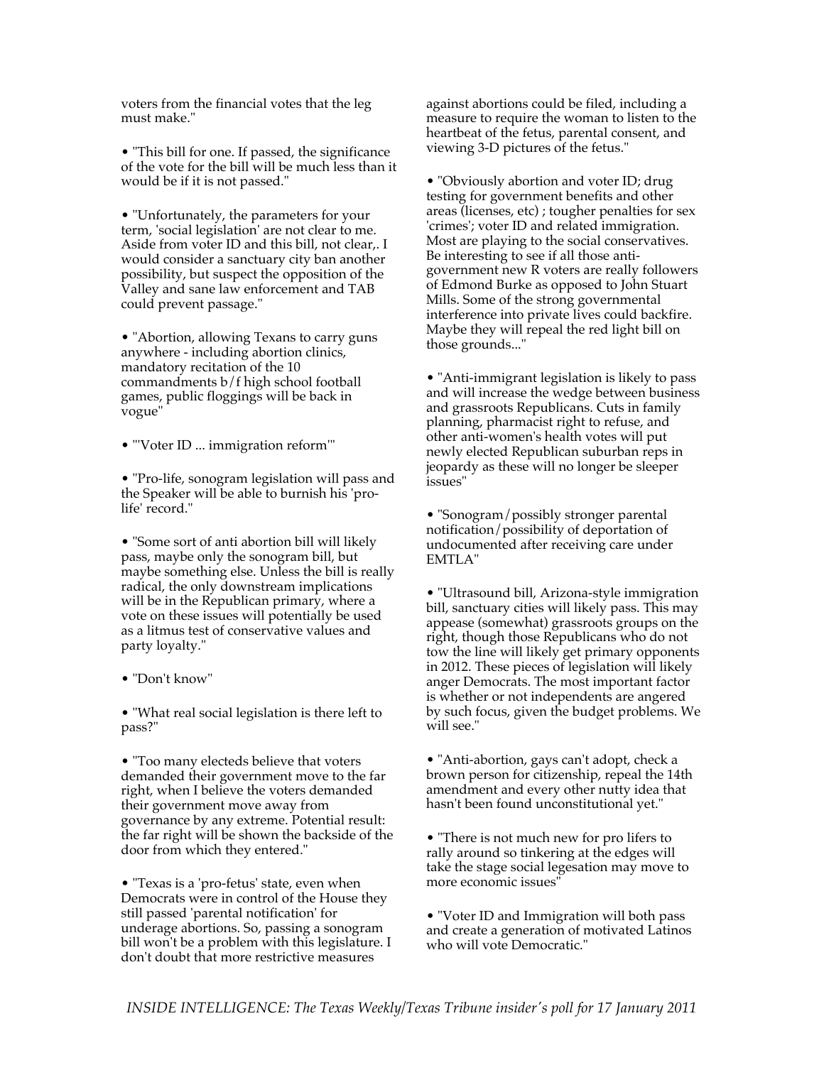voters from the financial votes that the leg must make."

• "This bill for one. If passed, the significance of the vote for the bill will be much less than it would be if it is not passed."

• "Unfortunately, the parameters for your term, 'social legislation' are not clear to me. Aside from voter ID and this bill, not clear,. I would consider a sanctuary city ban another possibility, but suspect the opposition of the Valley and sane law enforcement and TAB could prevent passage."

• "Abortion, allowing Texans to carry guns anywhere - including abortion clinics, mandatory recitation of the 10 commandments b/f high school football games, public floggings will be back in vogue"

• "'Voter ID ... immigration reform'"

• "Pro-life, sonogram legislation will pass and the Speaker will be able to burnish his 'pro-life' record."

• "Some sort of anti abortion bill will likely pass, maybe only the sonogram bill, but maybe something else. Unless the bill is really radical, the only downstream implications will be in the Republican primary, where a vote on these issues will potentially be used as a litmus test of conservative values and party loyalty."

• "Don't know"

• "What real social legislation is there left to pass?"

• "Too many electeds believe that voters demanded their government move to the far right, when I believe the voters demanded their government move away from governance by any extreme. Potential result: the far right will be shown the backside of the door from which they entered."

• "Texas is a 'pro-fetus' state, even when Democrats were in control of the House they still passed 'parental notification' for underage abortions. So, passing a sonogram bill won't be a problem with this legislature. I don't doubt that more restrictive measures against abortions could be filed, including a measure to require the woman to listen to the heartbeat of the fetus, parental consent, and viewing 3-D pictures of the fetus."

• "Obviously abortion and voter ID; drug testing for government benefits and other areas (licenses, etc) ; tougher penalties for sex 'crimes'; voter ID and related immigration. Most are playing to the social conservatives. Be interesting to see if all those anti-government new R voters are really followers of Edmond Burke as opposed to John Stuart Mills. Some of the strong governmental interference into private lives could backfire. Maybe they will repeal the red light bill on those grounds..."

• "Anti-immigrant legislation is likely to pass and will increase the wedge between business and grassroots Republicans. Cuts in family planning, pharmacist right to refuse, and other anti-women's health votes will put newly elected Republican suburban reps in jeopardy as these will no longer be sleeper issues"

• "Sonogram/possibly stronger parental notification/possibility of deportation of undocumented after receiving care under EMTLA"

• "Ultrasound bill, Arizona-style immigration bill, sanctuary cities will likely pass. This may appease (somewhat) grassroots groups on the right, though those Republicans who do not tow the line will likely get primary opponents in 2012. These pieces of legislation will likely anger Democrats. The most important factor is whether or not independents are angered by such focus, given the budget problems. We will see."

• "Anti-abortion, gays can't adopt, check a brown person for citizenship, repeal the 14th amendment and every other nutty idea that hasn't been found unconstitutional yet."

• "There is not much new for pro lifers to rally around so tinkering at the edges will take the stage social legesation may move to more economic issues"

• "Voter ID and Immigration will both pass and create a generation of motivated Latinos who will vote Democratic."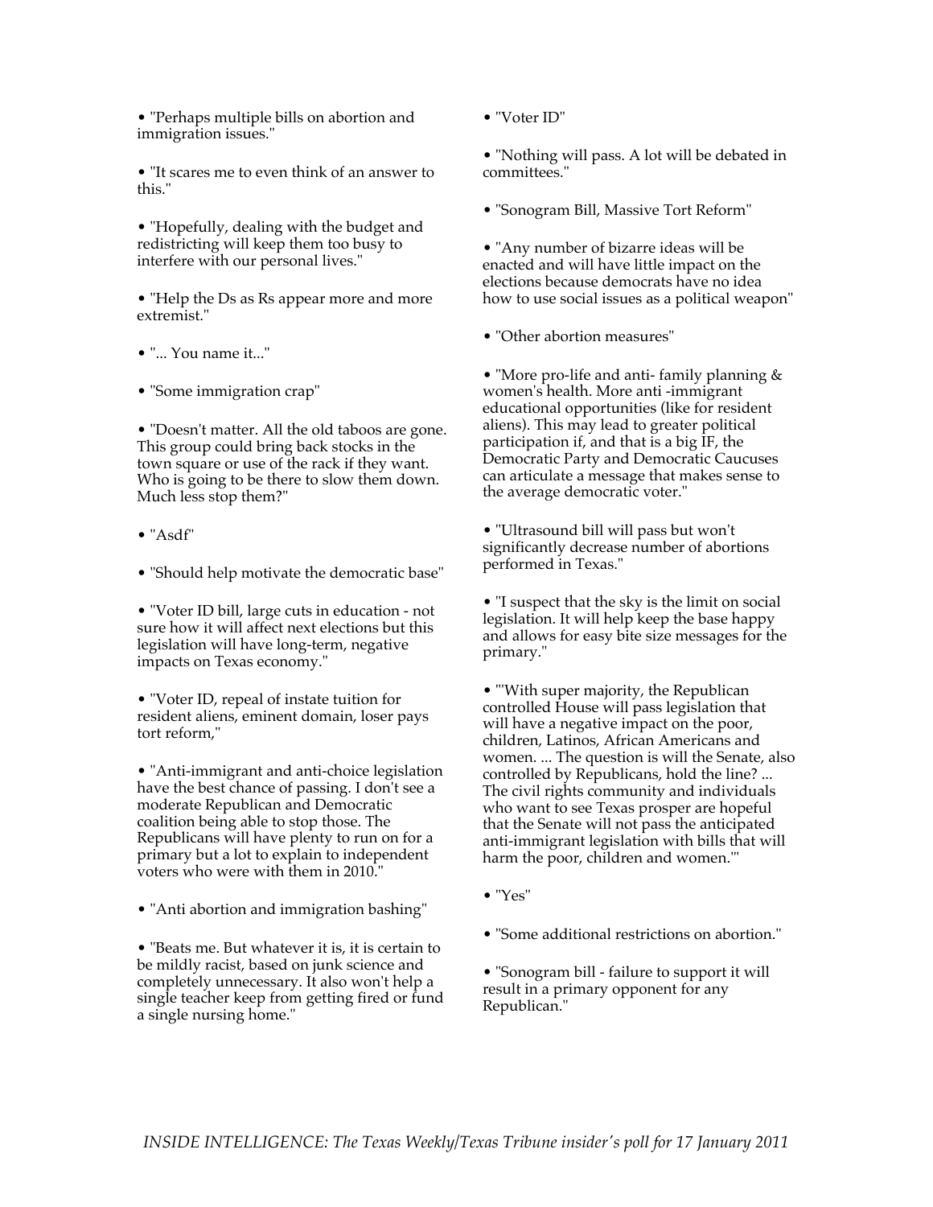- "Perhaps multiple bills on abortion and immigration issues."

- "It scares me to even think of an answer to this."

- "Hopefully, dealing with the budget and redistricting will keep them too busy to interfere with our personal lives."

- "Help the Ds as Rs appear more and more extremist."

- "... You name it..."

- "Some immigration crap"

- "Doesn't matter. All the old taboos are gone. This group could bring back stocks in the town square or use of the rack if they want. Who is going to be there to slow them down. Much less stop them?"

- "Asdf"

- "Should help motivate the democratic base"

- "Voter ID bill, large cuts in education - not sure how it will affect next elections but this legislation will have long-term, negative impacts on Texas economy."

- "Voter ID, repeal of instate tuition for resident aliens, eminent domain, loser pays tort reform,"

- "Anti-immigrant and anti-choice legislation have the best chance of passing. I don't see a moderate Republican and Democratic coalition being able to stop those. The Republicans will have plenty to run on for a primary but a lot to explain to independent voters who were with them in 2010."

- "Anti abortion and immigration bashing"

- "Beats me. But whatever it is, it is certain to be mildly racist, based on junk science and completely unnecessary. It also won't help a single teacher keep from getting fired or fund a single nursing home."

- "Voter ID"

- "Nothing will pass. A lot will be debated in committees."

- "Sonogram Bill, Massive Tort Reform"

- "Any number of bizarre ideas will be enacted and will have little impact on the elections because democrats have no idea how to use social issues as a political weapon"

- "Other abortion measures"

- "More pro-life and anti- family planning & women's health. More anti -immigrant educational opportunities (like for resident aliens). This may lead to greater political participation if, and that is a big IF, the Democratic Party and Democratic Caucuses can articulate a message that makes sense to the average democratic voter."

- "Ultrasound bill will pass but won't significantly decrease number of abortions performed in Texas."

- "I suspect that the sky is the limit on social legislation. It will help keep the base happy and allows for easy bite size messages for the primary."

- "'With super majority, the Republican controlled House will pass legislation that will have a negative impact on the poor, children, Latinos, African Americans and women. ... The question is will the Senate, also controlled by Republicans, hold the line? ... The civil rights community and individuals who want to see Texas prosper are hopeful that the Senate will not pass the anticipated anti-immigrant legislation with bills that will harm the poor, children and women.'"

- "Yes"

- "Some additional restrictions on abortion."

- "Sonogram bill - failure to support it will result in a primary opponent for any Republican."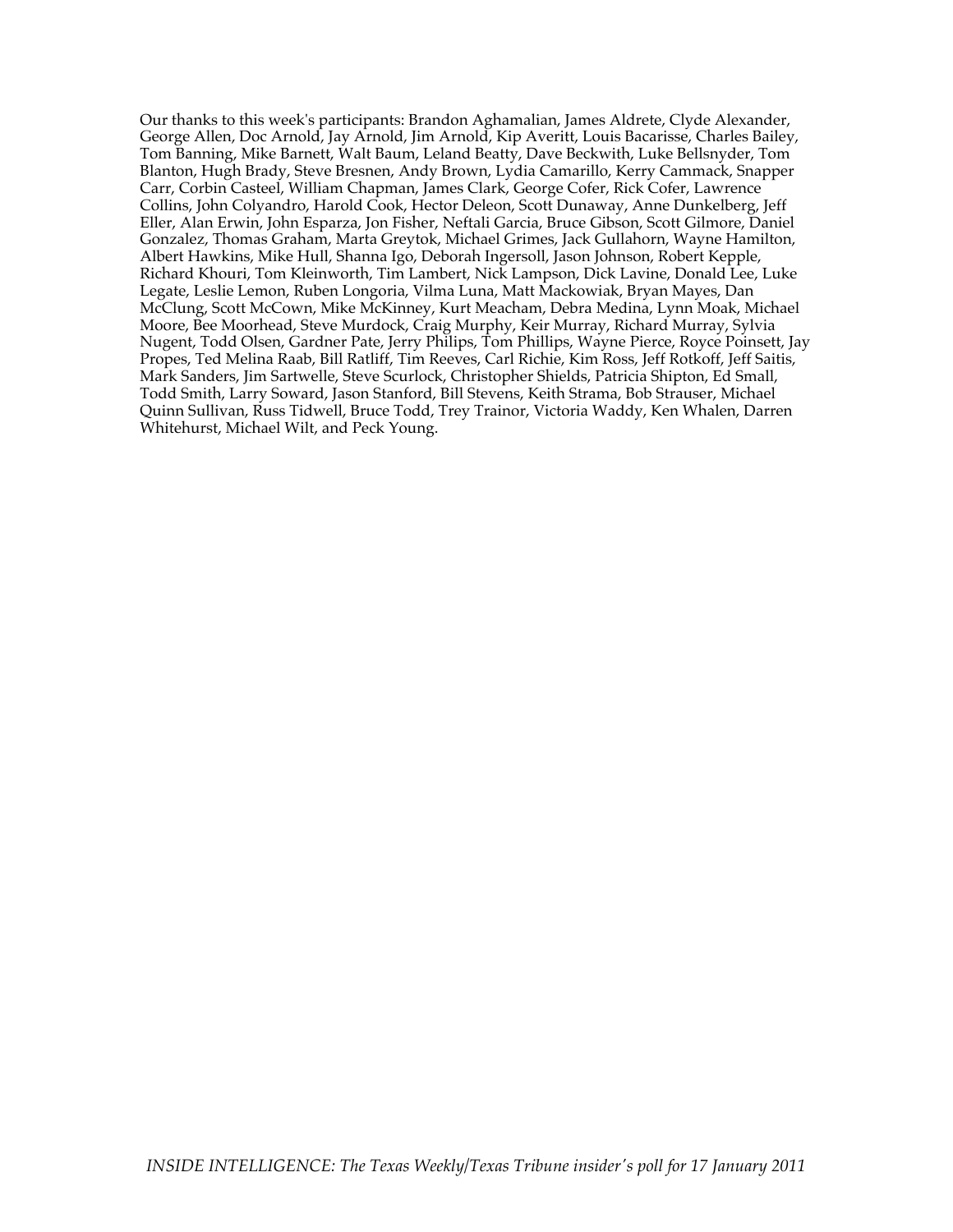Our thanks to this week's participants: Brandon Aghamalian, James Aldrete, Clyde Alexander, George Allen, Doc Arnold, Jay Arnold, Jim Arnold, Kip Averitt, Louis Bacarisse, Charles Bailey, Tom Banning, Mike Barnett, Walt Baum, Leland Beatty, Dave Beckwith, Luke Bellsnyder, Tom Blanton, Hugh Brady, Steve Bresnen, Andy Brown, Lydia Camarillo, Kerry Cammack, Snapper Carr, Corbin Casteel, William Chapman, James Clark, George Cofer, Rick Cofer, Lawrence Collins, John Colyandro, Harold Cook, Hector Deleon, Scott Dunaway, Anne Dunkelberg, Jeff Eller, Alan Erwin, John Esparza, Jon Fisher, Neftali Garcia, Bruce Gibson, Scott Gilmore, Daniel Gonzalez, Thomas Graham, Marta Greytok, Michael Grimes, Jack Gullahorn, Wayne Hamilton, Albert Hawkins, Mike Hull, Shanna Igo, Deborah Ingersoll, Jason Johnson, Robert Kepple, Richard Khouri, Tom Kleinworth, Tim Lambert, Nick Lampson, Dick Lavine, Donald Lee, Luke Legate, Leslie Lemon, Ruben Longoria, Vilma Luna, Matt Mackowiak, Bryan Mayes, Dan McClung, Scott McCown, Mike McKinney, Kurt Meacham, Debra Medina, Lynn Moak, Michael Moore, Bee Moorhead, Steve Murdock, Craig Murphy, Keir Murray, Richard Murray, Sylvia Nugent, Todd Olsen, Gardner Pate, Jerry Philips, Tom Phillips, Wayne Pierce, Royce Poinsett, Jay Propes, Ted Melina Raab, Bill Ratliff, Tim Reeves, Carl Richie, Kim Ross, Jeff Rotkoff, Jeff Saitis, Mark Sanders, Jim Sartwelle, Steve Scurlock, Christopher Shields, Patricia Shipton, Ed Small, Todd Smith, Larry Soward, Jason Stanford, Bill Stevens, Keith Strama, Bob Strauser, Michael Quinn Sullivan, Russ Tidwell, Bruce Todd, Trey Trainor, Victoria Waddy, Ken Whalen, Darren Whitehurst, Michael Wilt, and Peck Young.